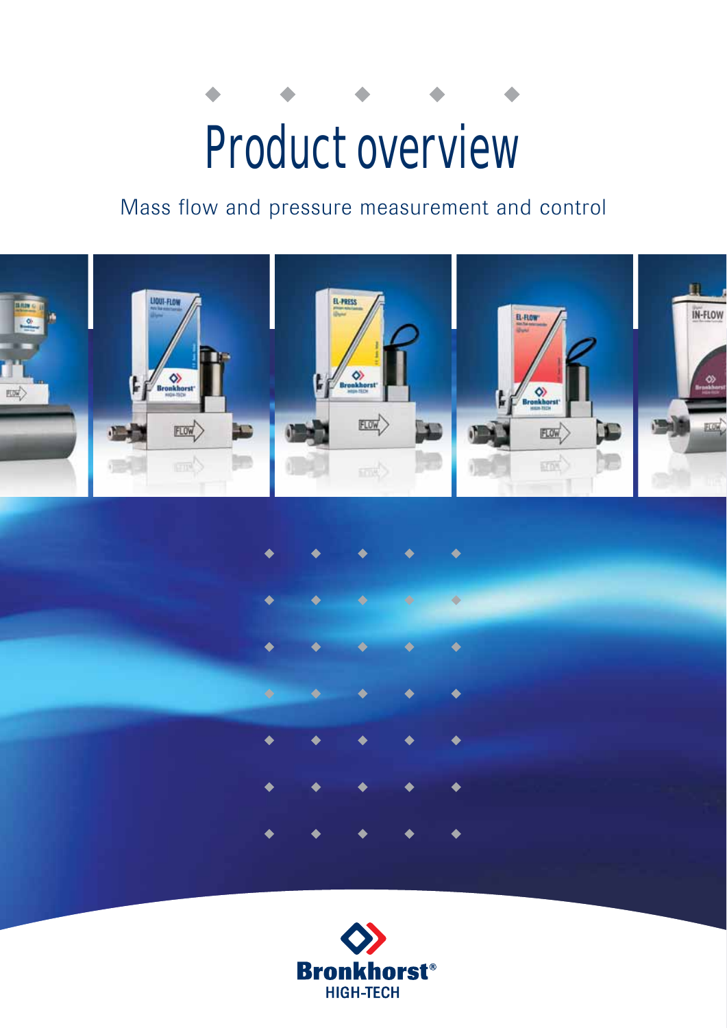# Product overview

Mass flow and pressure measurement and control

Bronkhorst®
HIGH-TECH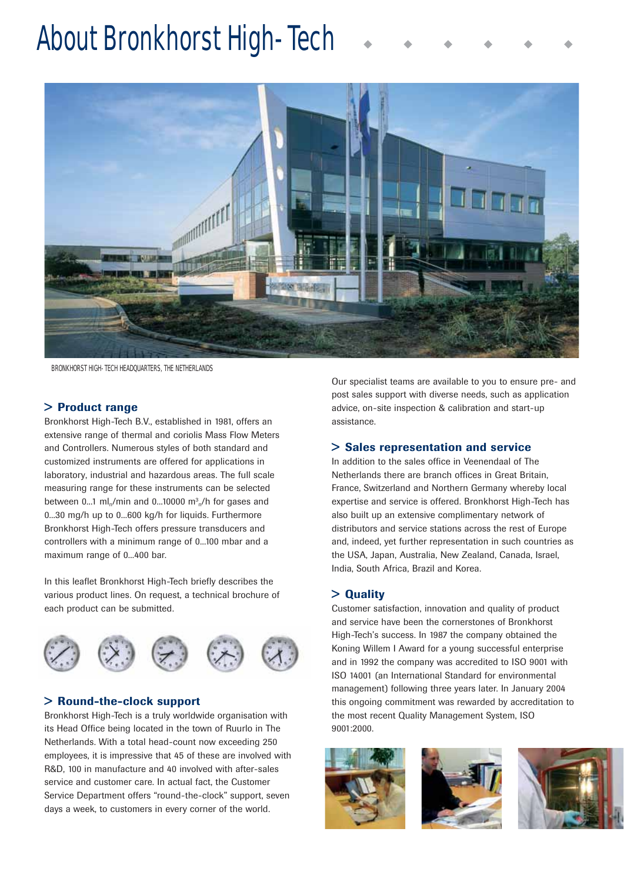# About Bronkhorst High-Tech

BRONKHORST HIGH-TECH HEADQUARTERS, THE NETHERLANDS

## > Product range

Bronkhorst High-Tech B.V., established in 1981, offers an extensive range of thermal and coriolis Mass Flow Meters and Controllers. Numerous styles of both standard and customized instruments are offered for applications in laboratory, industrial and hazardous areas. The full scale measuring range for these instruments can be selected between 0...1 $ml_n$/min and 0...10000 $m^3_n$/h for gases and 0...30 mg/h up to 0...600 kg/h for liquids. Furthermore Bronkhorst High-Tech offers pressure transducers and controllers with a minimum range of 0...100 mbar and a maximum range of 0...400 bar.

In this leaflet Bronkhorst High-Tech briefly describes the various product lines. On request, a technical brochure of each product can be submitted.

## > Round-the-clock support

Bronkhorst High-Tech is a truly worldwide organisation with its Head Office being located in the town of Ruurlo in The Netherlands. With a total head-count now exceeding 250 employees, it is impressive that 45 of these are involved with R&D, 100 in manufacture and 40 involved with after-sales service and customer care. In actual fact, the Customer Service Department offers "round-the-clock" support, seven days a week, to customers in every corner of the world.

Our specialist teams are available to you to ensure pre- and post sales support with diverse needs, such as application advice, on-site inspection & calibration and start-up assistance.

## > Sales representation and service

In addition to the sales office in Veenendaal of The Netherlands there are branch offices in Great Britain, France, Switzerland and Northern Germany whereby local expertise and service is offered. Bronkhorst High-Tech has also built up an extensive complimentary network of distributors and service stations across the rest of Europe and, indeed, yet further representation in such countries as the USA, Japan, Australia, New Zealand, Canada, Israel, India, South Africa, Brazil and Korea.

## > Quality

Customer satisfaction, innovation and quality of product and service have been the cornerstones of Bronkhorst High-Tech's success. In 1987 the company obtained the Koning Willem I Award for a young successful enterprise and in 1992 the company was accredited to ISO 9001 with ISO 14001 (an International Standard for environmental management) following three years later. In January 2004 this ongoing commitment was rewarded by accreditation to the most recent Quality Management System, ISO 9001:2000.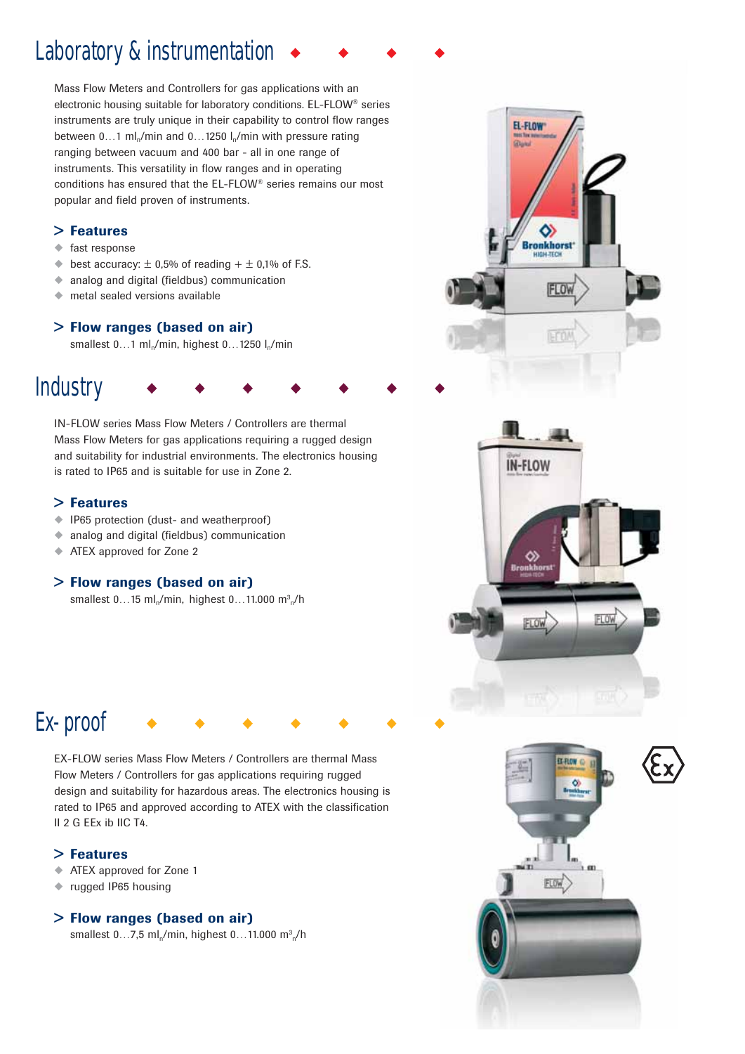# Laboratory & instrumentation

Mass Flow Meters and Controllers for gas applications with an electronic housing suitable for laboratory conditions. EL-FLOW® series instruments are truly unique in their capability to control flow ranges between 0…1 $ml_n$/min and 0…1250 $l_n$/min with pressure rating ranging between vacuum and 400 bar - all in one range of instruments. This versatility in flow ranges and in operating conditions has ensured that the EL-FLOW® series remains our most popular and field proven of instruments.

### > Features

- fast response
- best accuracy: ± 0,5% of reading + ± 0,1% of F.S.
- analog and digital (fieldbus) communication
- metal sealed versions available

### > Flow ranges (based on air)

smallest 0…1 $ml_n$/min, highest 0…1250 $l_n$/min

# Industry

IN-FLOW series Mass Flow Meters / Controllers are thermal Mass Flow Meters for gas applications requiring a rugged design and suitability for industrial environments. The electronics housing is rated to IP65 and is suitable for use in Zone 2.

### > Features

- IP65 protection (dust- and weatherproof)
- analog and digital (fieldbus) communication
- ATEX approved for Zone 2

### > Flow ranges (based on air)

smallest 0…15 $ml_n$/min, highest 0…11.000 $m^3_n$/h

# Ex- proof

EX-FLOW series Mass Flow Meters / Controllers are thermal Mass Flow Meters / Controllers for gas applications requiring rugged design and suitability for hazardous areas. The electronics housing is rated to IP65 and approved according to ATEX with the classification II 2 G EEx ib IIC T4.

### > Features

- ATEX approved for Zone 1
- rugged IP65 housing

### > Flow ranges (based on air)

smallest 0…7,5 $ml_n$/min, highest 0…11.000 $m^3_n$/h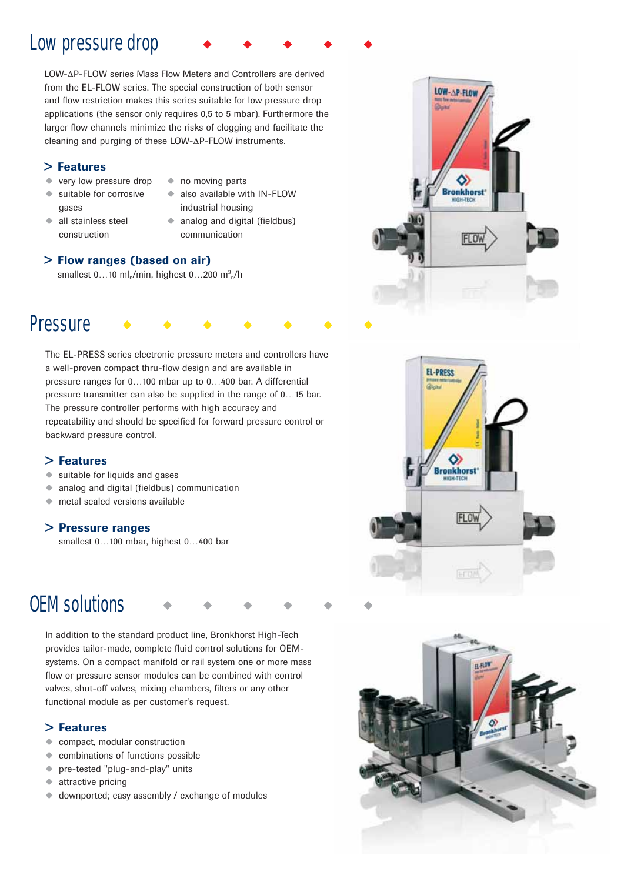# Low pressure drop

LOW-ΔP-FLOW series Mass Flow Meters and Controllers are derived from the EL-FLOW series. The special construction of both sensor and flow restriction makes this series suitable for low pressure drop applications (the sensor only requires 0,5 to 5 mbar). Furthermore the larger flow channels minimize the risks of clogging and facilitate the cleaning and purging of these LOW-ΔP-FLOW instruments.

## > Features

- very low pressure drop
- suitable for corrosive gases
- all stainless steel construction
- no moving parts
- also available with IN-FLOW industrial housing
- analog and digital (fieldbus) communication

## > Flow ranges (based on air)

smallest 0…10 $ml_n$/min, highest 0…200 $m^3_n$/h

# Pressure

The EL-PRESS series electronic pressure meters and controllers have a well-proven compact thru-flow design and are available in pressure ranges for 0…100 mbar up to 0…400 bar. A differential pressure transmitter can also be supplied in the range of 0…15 bar. The pressure controller performs with high accuracy and repeatability and should be specified for forward pressure control or backward pressure control.

## > Features

- suitable for liquids and gases
- analog and digital (fieldbus) communication
- metal sealed versions available

## > Pressure ranges

smallest 0…100 mbar, highest 0…400 bar

# OEM solutions

In addition to the standard product line, Bronkhorst High-Tech provides tailor-made, complete fluid control solutions for OEM-systems. On a compact manifold or rail system one or more mass flow or pressure sensor modules can be combined with control valves, shut-off valves, mixing chambers, filters or any other functional module as per customer's request.

## > Features

- compact, modular construction
- combinations of functions possible
- pre-tested "plug-and-play" units
- attractive pricing
- downported; easy assembly / exchange of modules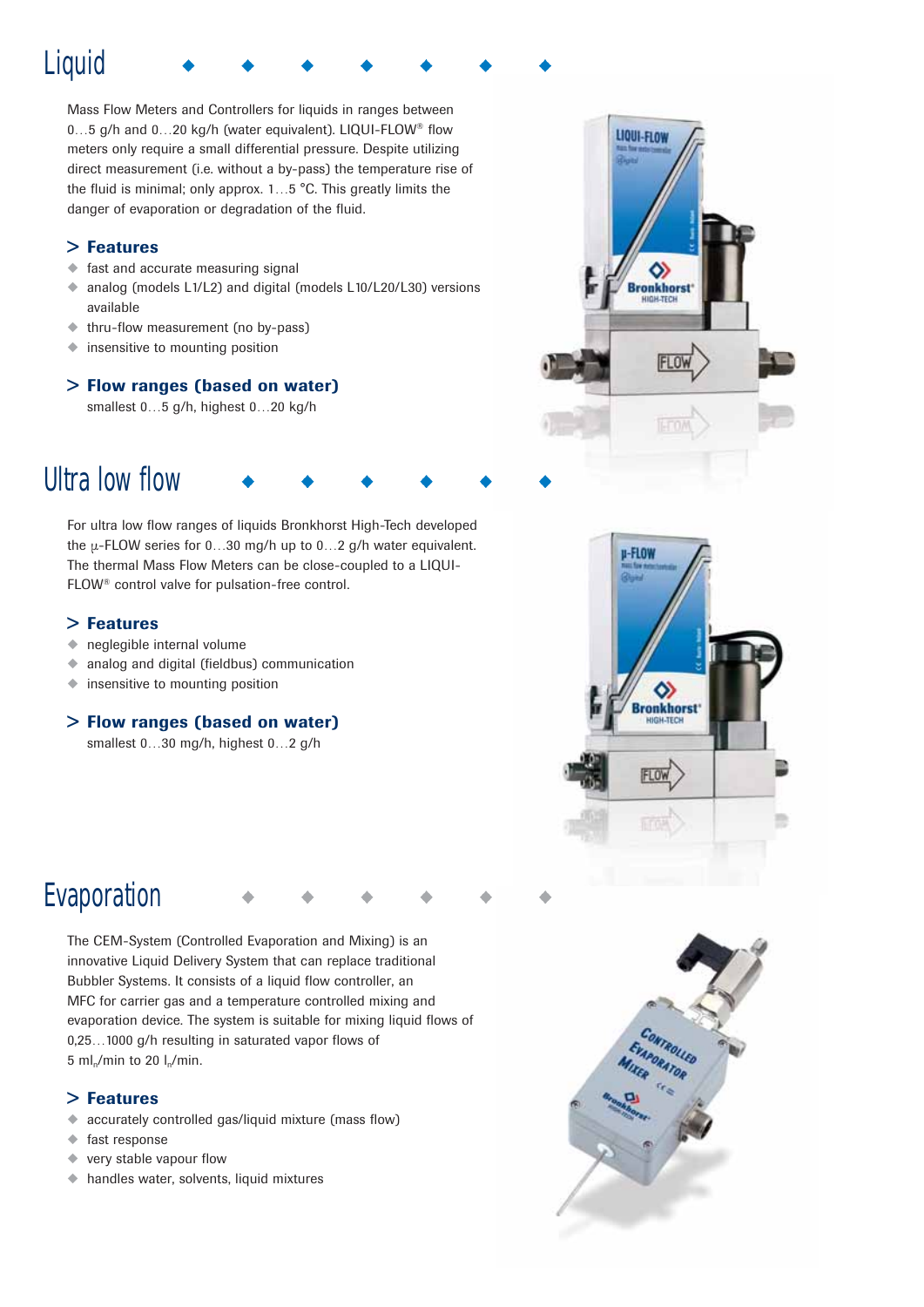# Liquid

Mass Flow Meters and Controllers for liquids in ranges between 0…5 g/h and 0…20 kg/h (water equivalent). LIQUI-FLOW® flow meters only require a small differential pressure. Despite utilizing direct measurement (i.e. without a by-pass) the temperature rise of the fluid is minimal; only approx. 1…5 °C. This greatly limits the danger of evaporation or degradation of the fluid.

## > Features

- fast and accurate measuring signal
- analog (models L1/L2) and digital (models L10/L20/L30) versions available
- thru-flow measurement (no by-pass)
- insensitive to mounting position

## > Flow ranges (based on water)

smallest 0…5 g/h, highest 0…20 kg/h

# Ultra low flow

For ultra low flow ranges of liquids Bronkhorst High-Tech developed the μ-FLOW series for 0…30 mg/h up to 0…2 g/h water equivalent. The thermal Mass Flow Meters can be close-coupled to a LIQUI-FLOW® control valve for pulsation-free control.

## > Features

- neglegible internal volume
- analog and digital (fieldbus) communication
- insensitive to mounting position

## > Flow ranges (based on water)

smallest 0…30 mg/h, highest 0…2 g/h

# Evaporation

The CEM-System (Controlled Evaporation and Mixing) is an innovative Liquid Delivery System that can replace traditional Bubbler Systems. It consists of a liquid flow controller, an MFC for carrier gas and a temperature controlled mixing and evaporation device. The system is suitable for mixing liquid flows of 0,25…1000 g/h resulting in saturated vapor flows of 5 $ml_n$/min to 20 $l_n$/min.

## > Features

- accurately controlled gas/liquid mixture (mass flow)
- fast response
- very stable vapour flow
- handles water, solvents, liquid mixtures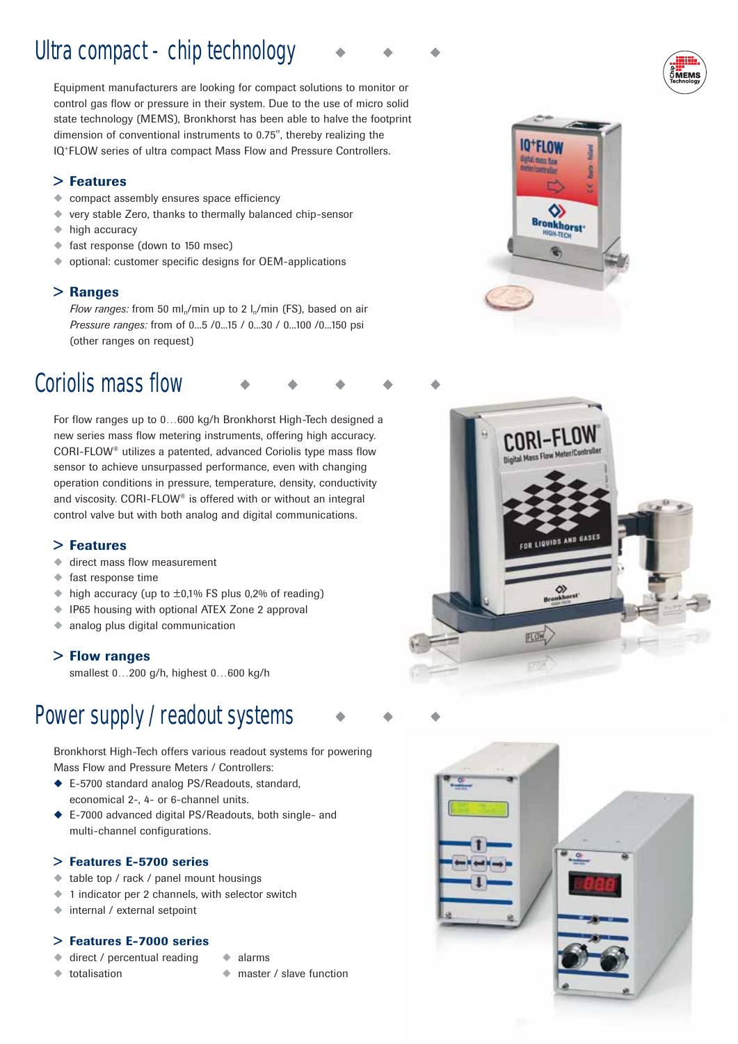# Ultra compact - chip technology

Equipment manufacturers are looking for compact solutions to monitor or control gas flow or pressure in their system. Due to the use of micro solid state technology (MEMS), Bronkhorst has been able to halve the footprint dimension of conventional instruments to 0.75", thereby realizing the IQ+FLOW series of ultra compact Mass Flow and Pressure Controllers.

## > Features

- compact assembly ensures space efficiency
- very stable Zero, thanks to thermally balanced chip-sensor
- high accuracy
- fast response (down to 150 msec)
- optional: customer specific designs for OEM-applications

## > Ranges

*Flow ranges:* from 50 $ml_n$/min up to 2 $l_n$/min (FS), based on air
*Pressure ranges:* from of 0...5 /0...15 / 0...30 / 0...100 /0...150 psi
(other ranges on request)

# Coriolis mass flow

For flow ranges up to 0…600 kg/h Bronkhorst High-Tech designed a new series mass flow metering instruments, offering high accuracy. CORI-FLOW® utilizes a patented, advanced Coriolis type mass flow sensor to achieve unsurpassed performance, even with changing operation conditions in pressure, temperature, density, conductivity and viscosity. CORI-FLOW® is offered with or without an integral control valve but with both analog and digital communications.

## > Features

- direct mass flow measurement
- fast response time
- high accuracy (up to ±0,1% FS plus 0,2% of reading)
- IP65 housing with optional ATEX Zone 2 approval
- analog plus digital communication

## > Flow ranges

smallest 0…200 g/h, highest 0…600 kg/h

# Power supply / readout systems

Bronkhorst High-Tech offers various readout systems for powering Mass Flow and Pressure Meters / Controllers:

- E-5700 standard analog PS/Readouts, standard, economical 2-, 4- or 6-channel units.
- E-7000 advanced digital PS/Readouts, both single- and multi-channel configurations.

## > Features E-5700 series

- table top / rack / panel mount housings
- 1 indicator per 2 channels, with selector switch
- internal / external setpoint

## > Features E-7000 series

- direct / percentual reading
- totalisation
- alarms
- master / slave function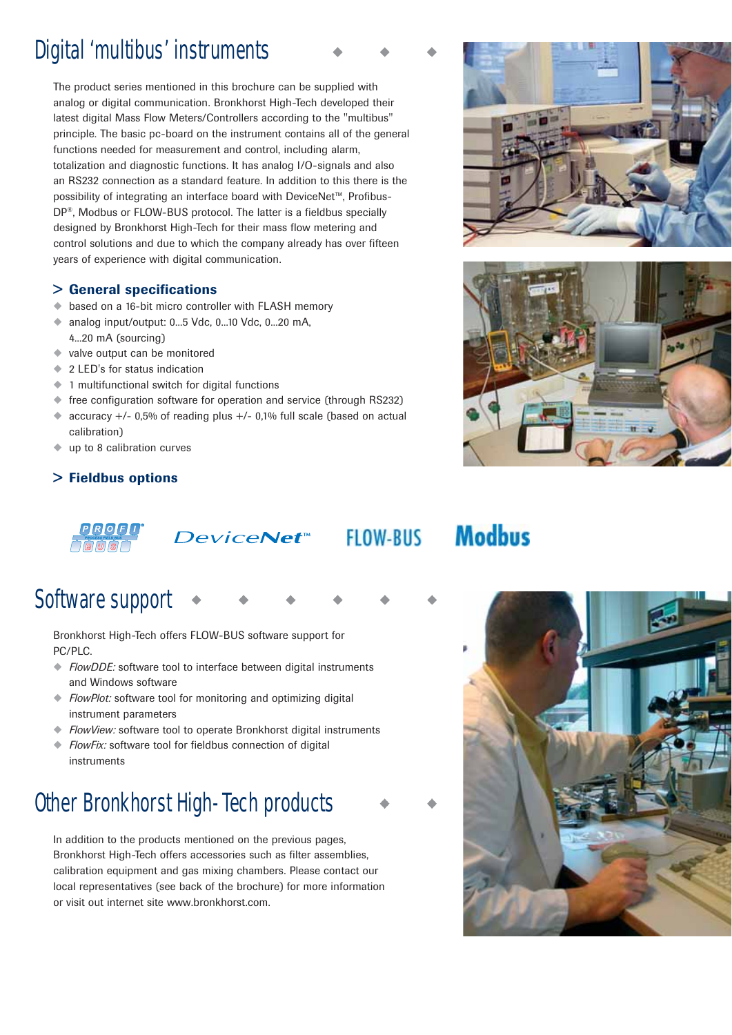# Digital 'multibus' instruments

The product series mentioned in this brochure can be supplied with analog or digital communication. Bronkhorst High-Tech developed their latest digital Mass Flow Meters/Controllers according to the "multibus" principle. The basic pc-board on the instrument contains all of the general functions needed for measurement and control, including alarm, totalization and diagnostic functions. It has analog I/O-signals and also an RS232 connection as a standard feature. In addition to this there is the possibility of integrating an interface board with DeviceNet™, Profibus-DP®, Modbus or FLOW-BUS protocol. The latter is a fieldbus specially designed by Bronkhorst High-Tech for their mass flow metering and control solutions and due to which the company already has over fifteen years of experience with digital communication.

## > General specifications

- based on a 16-bit micro controller with FLASH memory
- analog input/output: 0...5 Vdc, 0...10 Vdc, 0...20 mA, 4...20 mA (sourcing)
- valve output can be monitored
- 2 LED's for status indication
- 1 multifunctional switch for digital functions
- free configuration software for operation and service (through RS232)
- accuracy +/- 0,5% of reading plus +/- 0,1% full scale (based on actual calibration)
- up to 8 calibration curves

## > Fieldbus options

PROFIBUS DeviceNet™ FLOW-BUS Modbus

# Software support

Bronkhorst High-Tech offers FLOW-BUS software support for PC/PLC.

- *FlowDDE:* software tool to interface between digital instruments and Windows software
- *FlowPlot:* software tool for monitoring and optimizing digital instrument parameters
- *FlowView:* software tool to operate Bronkhorst digital instruments
- *FlowFix:* software tool for fieldbus connection of digital instruments

# Other Bronkhorst High-Tech products

In addition to the products mentioned on the previous pages, Bronkhorst High-Tech offers accessories such as filter assemblies, calibration equipment and gas mixing chambers. Please contact our local representatives (see back of the brochure) for more information or visit out internet site www.bronkhorst.com.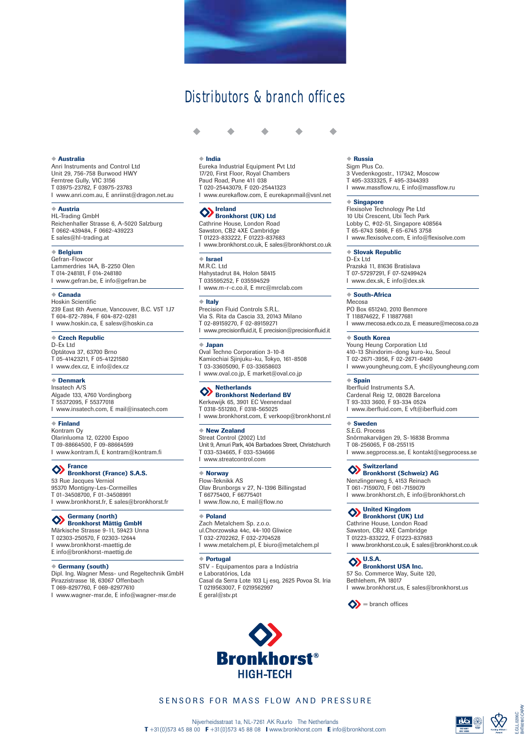# Distributors & branch offices

◆ **Australia**
Anri Instruments and Control Ltd
Unit 29, 756-758 Burwood HWY
Ferntree Gully, VIC 3156
T 03975-23782, F 03975-23783
I www.anri.com.au, E anriinst@dragon.net.au

◆ **Austria**
HL-Trading GmbH
Reichenhaller Strasse 6, A-5020 Salzburg
T 0662-439484, F 0662-439223
E sales@hl-trading.at

◆ **Belgium**
Gefran-Flowcor
Lammerdries 14A, B-2250 Olen
T 014-248181, F 014-248180
I www.gefran.be, E info@gefran.be

◆ **Canada**
Hoskin Scientific
239 East 6th Avenue, Vancouver, B.C. V5T 1J7
T 604-872-7894, F 604-872-0281
I www.hoskin.ca, E salesv@hoskin.ca

◆ **Czech Republic**
D-Ex Ltd
Optátova 37, 63700 Brno
T 05-41423211, F 05-41221580
I www.dex.cz, E info@dex.cz

◆ **Denmark**
Insatech A/S
Algade 133, 4760 Vordingborg
T 55372095, F 55377018
I www.insatech.com, E mail@insatech.com

◆ **Finland**
Kontram Oy
Olarinluoma 12, 02200 Espoo
T 09-88664500, F 09-88664599
I www.kontram.fi, E kontram@kontram.fi

**France**
**Bronkhorst (France) S.A.S.**
53 Rue Jacques Verniol
95370 Montigny-Les-Cormeilles
T 01-34508700, F 01-34508991
I www.bronkhorst.fr, E sales@bronkhorst.fr

**Germany (north)**
**Bronkhorst Mättig GmbH**
Märkische Strasse 9-11, 59423 Unna
T 02303-250570, F 02303-12644
I www.bronkhorst-maettig.de
E info@bronkhorst-maettig.de

◆ **Germany (south)**
Dipl. Ing. Wagner Mess- und Regeltechnik GmbH
Pirazzistrasse 18, 63067 Offenbach
T 069-8297760, F 069-82977610
I www.wagner-msr.de, E info@wagner-msr.de

◆ **India**
Eureka Industrial Equipment Pvt Ltd
17/20, First Floor, Royal Chambers
Paud Road, Pune 411 038
T 020-25443079, F 020-25441323
I www.eurekaflow.com, E eurekapnmail@vsnl.net

**Ireland**
**Bronkhorst (UK) Ltd**
Cathrine House, London Road
Sawston, CB2 4XE Cambridge
T 01223-833222, F 01223-837683
I www.bronkhorst.co.uk, E sales@bronkhorst.co.uk

◆ **Israel**
M.R.C. Ltd
Hahystadrut 84, Holon 58415
T 035595252, F 035594529
I www.m-r-c.co.il, E mrc@mrclab.com

◆ **Italy**
Precision Fluid Controls S.R.L.
Via S. Rita da Cascia 33, 20143 Milano
T 02-89159270, F 02-89159271
I www.precisionfluid.it, E precision@precisionfluid.it

◆ **Japan**
Oval Techno Corporation 3-10-8
Kamiochiai Sjinjuku-ku, Tokyo, 161-8508
T 03-33605090, F 03-33658603
I www.oval.co.jp, E market@oval.co.jp

**Netherlands**
**Bronkhorst Nederland BV**
Kerkewijk 65, 3901 EC Veenendaal
T 0318-551280, F 0318-565025
I www.bronkhorst.com, E verkoop@bronkhorst.nl

◆ **New Zealand**
Streat Control (2002) Ltd
Unit 9, Amuri Park, 404 Barbadoes Street, Christchurch
T 033-534665, F 033-534666
I www.streatcontrol.com

◆ **Norway**
Flow-Teknikk AS
Olav Brunborgs v 27, N-1396 Billingstad
T 66775400, F 66775401
I www.flow.no, E mail@flow.no

◆ **Poland**
Zach Metalchem Sp. z.o.o.
ul.Chorzowska 44c, 44-100 Gliwice
T 032-2702262, F 032-2704528
I www.metalchem.pl, E biuro@metalchem.pl

◆ **Portugal**
STV - Equipamentos para a Indústria
e Laboratórios, Lda
Casal da Serra Lote 103 Lj esq, 2625 Povoa St. Iria
T 0219563007, F 0219562997
E geral@stv.pt

◆ **Russia**
Sigm Plus Co.
3 Vvedenkogostr., 117342, Moscow
T 495-3333325, F 495-3344393
I www.massflow.ru, E info@massflow.ru

◆ **Singapore**
Flexisolve Technology Pte Ltd
10 Ubi Crescent, Ubi Tech Park
Lobby C, #02-51, Singapore 408564
T 65-6743 5866, F 65-6745 3758
I www.flexisolve.com, E info@flexisolve.com

◆ **Slovak Republic**
D-Ex Ltd
Prazská 11, 81636 Bratislava
T 07-57297291, F 07-52499424
I www.dex.sk, E info@dex.sk

◆ **South-Africa**
Mecosa
PO Box 651240, 2010 Benmore
T 118874622, F 118877681
I www.mecosa.edx.co.za, E measure@mecosa.co.za

◆ **South Korea**
Young Heung Corporation Ltd
410-13 Shindorim-dong kuro-ku, Seoul
T 02-2671-3956, F 02-2671-6490
I www.youngheung.com, E yhc@youngheung.com

◆ **Spain**
Iberfluid Instruments S.A.
Cardenal Reig 12, 08028 Barcelona
T 93-333 3600, F 93-334 0524
I www.iberfluid.com, E vft@iberfluid.com

◆ **Sweden**
S.E.G. Process
Snörmakarvägen 29, S-16838 Bromma
T 08-256065, F 08-255115
I www.segprocess.se, E kontakt@segprocess.se

**Switzerland**
**Bronkhorst (Schweiz) AG**
Nenzlingerweg 5, 4153 Reinach
T 061-7159070, F 061-7159079
I www.bronkhorst.ch, E info@bronkhorst.ch

**United Kingdom**
**Bronkhorst (UK) Ltd**
Cathrine House, London Road
Sawston, CB2 4XE Cambridge
T 01223-833222, F 01223-837683
I www.bronkhorst.co.uk, E sales@bronkhorst.co.uk

**U.S.A.**
**Bronkhorst USA Inc.**
57 So. Commerce Way, Suite 120,
Bethlehem, PA 18017
I www.bronkhorst.us, E sales@bronkhorst.us

= branch offices

**Bronkhorst®**
**HIGH-TECH**

SENSORS FOR MASS FLOW AND PRESSURE

Nijverheidsstraat 1a, NL-7261 AK Ruurlo The Netherlands
**T** +31(0)573 45 88 00 **F** +31(0)573 45 88 08 **I** www.bronkhorst.com **E** info@bronkhorst.com

E.GLL.0206C
BHT6018CAPAY